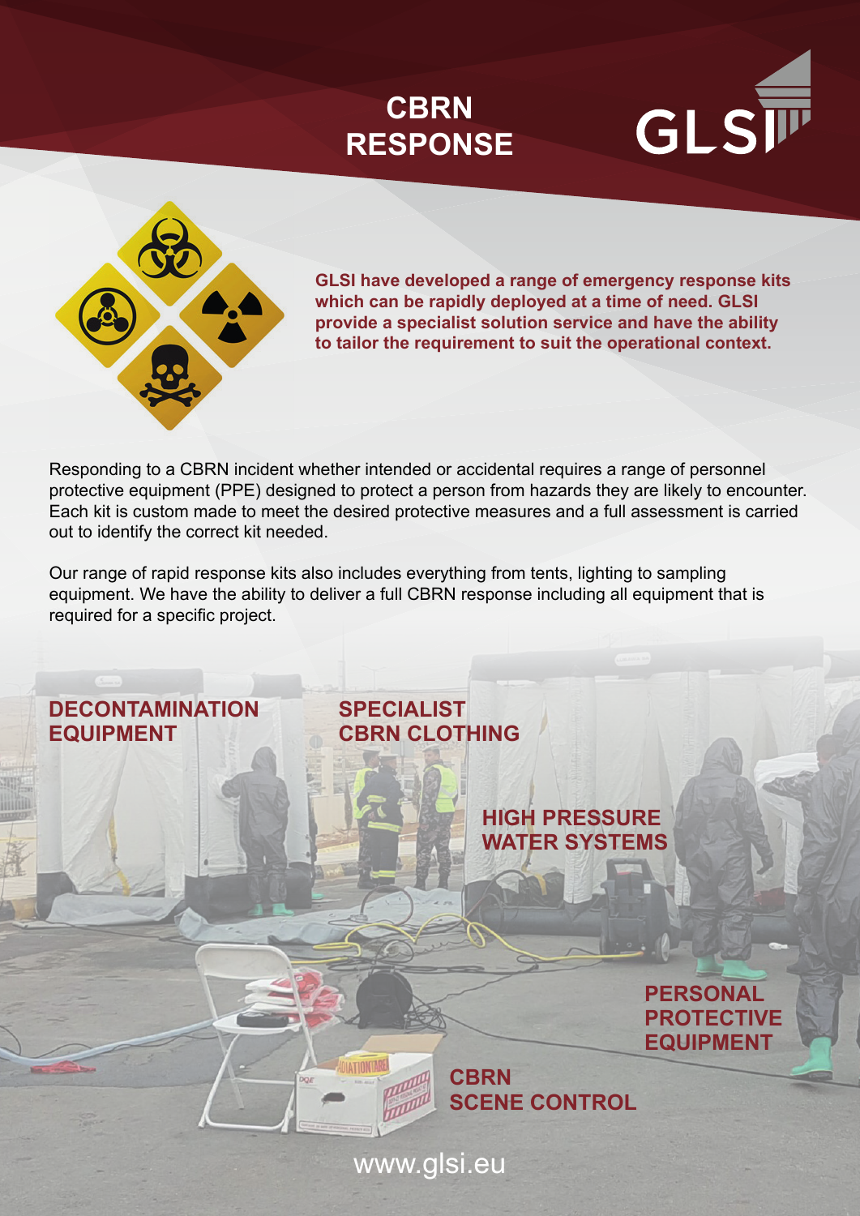# CBRN RESPONSE

GLSI

**GLSI have developed a range of emergency response kits which can be rapidly deployed at a time of need. GLSI provide a specialist solution service and have the ability to tailor the requirement to suit the operational context.**

Responding to a CBRN incident whether intended or accidental requires a range of personnel protective equipment (PPE) designed to protect a person from hazards they are likely to encounter. Each kit is custom made to meet the desired protective measures and a full assessment is carried out to identify the correct kit needed.

Our range of rapid response kits also includes everything from tents, lighting to sampling equipment. We have the ability to deliver a full CBRN response including all equipment that is required for a specific project.

**DECONTAMINATION EQUIPMENT**

**SPECIALIST CBRN CLOTHING**

**HIGH PRESSURE WATER SYSTEMS**

**PERSONAL PROTECTIVE EQUIPMENT**

**CBRN SCENE CONTROL**

www.glsi.eu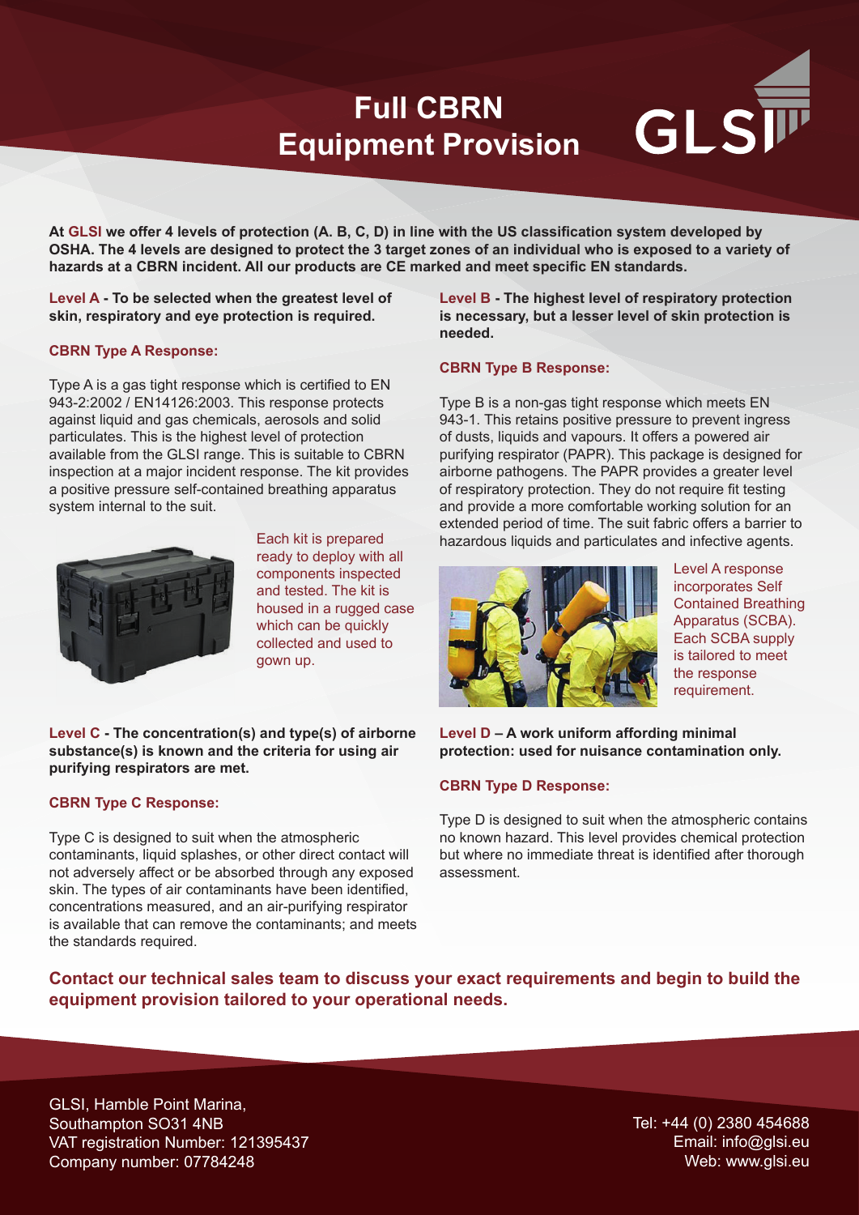# Full CBRN Equipment Provision

GLSI

**At GLSI we offer 4 levels of protection (A. B, C, D) in line with the US classification system developed by OSHA. The 4 levels are designed to protect the 3 target zones of an individual who is exposed to a variety of hazards at a CBRN incident. All our products are CE marked and meet specific EN standards.**

**Level A - To be selected when the greatest level of skin, respiratory and eye protection is required.**

### CBRN Type A Response:

Type A is a gas tight response which is certified to EN 943-2:2002 / EN14126:2003. This response protects against liquid and gas chemicals, aerosols and solid particulates. This is the highest level of protection available from the GLSI range. This is suitable to CBRN inspection at a major incident response. The kit provides a positive pressure self-contained breathing apparatus system internal to the suit.

Each kit is prepared ready to deploy with all components inspected and tested. The kit is housed in a rugged case which can be quickly collected and used to gown up.

**Level B - The highest level of respiratory protection is necessary, but a lesser level of skin protection is needed.**

### CBRN Type B Response:

Type B is a non-gas tight response which meets EN 943-1. This retains positive pressure to prevent ingress of dusts, liquids and vapours. It offers a powered air purifying respirator (PAPR). This package is designed for airborne pathogens. The PAPR provides a greater level of respiratory protection. They do not require fit testing and provide a more comfortable working solution for an extended period of time. The suit fabric offers a barrier to hazardous liquids and particulates and infective agents.

Level A response incorporates Self Contained Breathing Apparatus (SCBA). Each SCBA supply is tailored to meet the response requirement.

**Level C - The concentration(s) and type(s) of airborne substance(s) is known and the criteria for using air purifying respirators are met.**

### CBRN Type C Response:

Type C is designed to suit when the atmospheric contaminants, liquid splashes, or other direct contact will not adversely affect or be absorbed through any exposed skin. The types of air contaminants have been identified, concentrations measured, and an air-purifying respirator is available that can remove the contaminants; and meets the standards required.

**Level D – A work uniform affording minimal protection: used for nuisance contamination only.**

### CBRN Type D Response:

Type D is designed to suit when the atmospheric contains no known hazard. This level provides chemical protection but where no immediate threat is identified after thorough assessment.

**Contact our technical sales team to discuss your exact requirements and begin to build the equipment provision tailored to your operational needs.**

GLSI, Hamble Point Marina,
Southampton SO31 4NB
VAT registration Number: 121395437
Company number: 07784248

Tel: +44 (0) 2380 454688
Email: info@glsi.eu
Web: www.glsi.eu